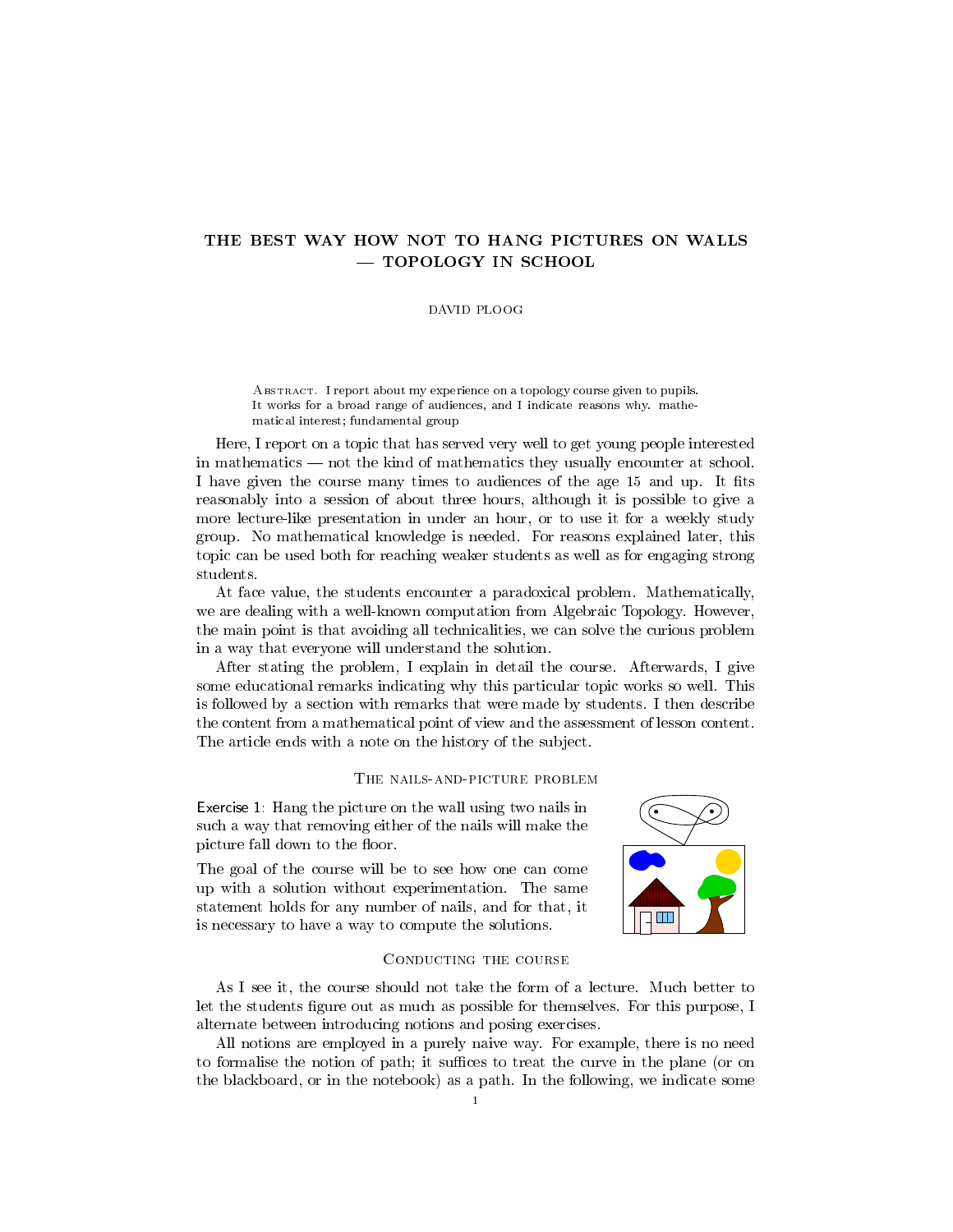# THE BEST WAY HOW NOT TO HANG PICTURES ON WALLS — TOPOLOGY IN SCHOOL

DAVID PLOOG

Abstract. I report about my experience on a topology course given to pupils. It works for a broad range of audiences, and I indicate reasons why. mathematical interest; fundamental group

Here, I report on a topic that has served very well to get young people interested in mathematics — not the kind of mathematics they usually encounter at school. I have given the course many times to audiences of the age 15 and up. It fits reasonably into a session of about three hours, although it is possible to give a more lecture-like presentation in under an hour, or to use it for a weekly study group. No mathematical knowledge is needed. For reasons explained later, this topic can be used both for reaching weaker students as well as for engaging strong students.

At face value, the students encounter a paradoxical problem. Mathematically, we are dealing with a well-known computation from Algebraic Topology. However, the main point is that avoiding all technicalities, we can solve the curious problem in a way that everyone will understand the solution.

After stating the problem, I explain in detail the course. Afterwards, I give some educational remarks indicating why this particular topic works so well. This is followed by a section with remarks that were made by students. I then describe the content from a mathematical point of view and the assessment of lesson content. The article ends with a note on the history of the subject.

## The nails-and-picture problem

Exercise 1: Hang the picture on the wall using two nails in such a way that removing either of the nails will make the picture fall down to the floor.

The goal of the course will be to see how one can come up with a solution without experimentation. The same statement holds for any number of nails, and for that, it is necessary to have a way to compute the solutions.

## Conducting the course

As I see it, the course should not take the form of a lecture. Much better to let the students figure out as much as possible for themselves. For this purpose, I alternate between introducing notions and posing exercises.

All notions are employed in a purely naive way. For example, there is no need to formalise the notion of path; it suffices to treat the curve in the plane (or on the blackboard, or in the notebook) as a path. In the following, we indicate some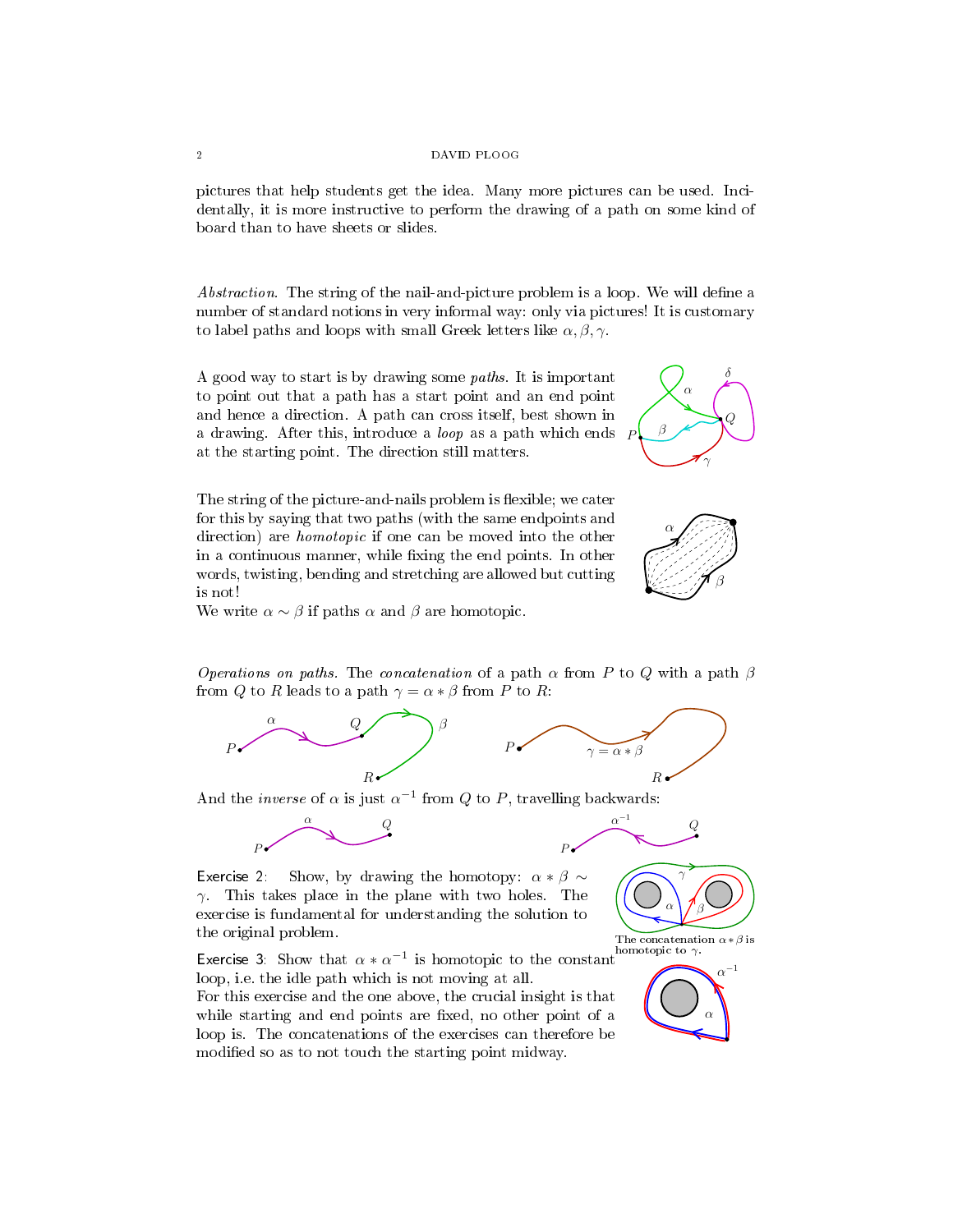pictures that help students get the idea. Many more pictures can be used. Incidentally, it is more instructive to perform the drawing of a path on some kind of board than to have sheets or slides.

*Abstraction.* The string of the nail-and-picture problem is a loop. We will define a number of standard notions in very informal way: only via pictures! It is customary to label paths and loops with small Greek letters like $\alpha, \beta, \gamma$.

A good way to start is by drawing some *paths*. It is important to point out that a path has a start point and an end point and hence a direction. A path can cross itself, best shown in a drawing. After this, introduce a *loop* as a path which ends at the starting point. The direction still matters.

The string of the picture-and-nails problem is flexible; we cater for this by saying that two paths (with the same endpoints and direction) are *homotopic* if one can be moved into the other in a continuous manner, while fixing the end points. In other words, twisting, bending and stretching are allowed but cutting is not!
We write $\alpha \sim \beta$ if paths $\alpha$ and $\beta$ are homotopic.

*Operations on paths.* The *concatenation* of a path $\alpha$ from $P$ to $Q$ with a path $\beta$ from $Q$ to $R$ leads to a path $\gamma = \alpha * \beta$ from $P$ to $R$:

And the *inverse* of $\alpha$ is just $\alpha^{-1}$ from $Q$ to $P$, travelling backwards:

**Exercise 2**: Show, by drawing the homotopy: $\alpha * \beta \sim \gamma$. This takes place in the plane with two holes. The exercise is fundamental for understanding the solution to the original problem.

The concatenation $\alpha * \beta$ is homotopic to $\gamma$.

**Exercise 3**: Show that $\alpha * \alpha^{-1}$ is homotopic to the constant loop, i.e. the idle path which is not moving at all.
For this exercise and the one above, the crucial insight is that while starting and end points are fixed, no other point of a loop is. The concatenations of the exercises can therefore be modified so as to not touch the starting point midway.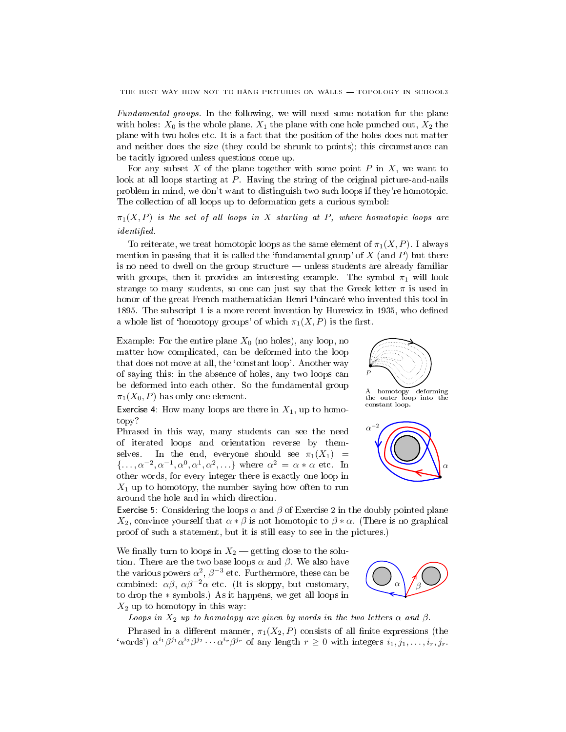*Fundamental groups.* In the following, we will need some notation for the plane with holes: $X_0$ is the whole plane, $X_1$ the plane with one hole punched out, $X_2$ the plane with two holes etc. It is a fact that the position of the holes does not matter and neither does the size (they could be shrunk to points); this circumstance can be tacitly ignored unless questions come up.

For any subset $X$ of the plane together with some point $P$ in $X$, we want to look at all loops starting at $P$. Having the string of the original picture-and-nails problem in mind, we don't want to distinguish two such loops if they're homotopic. The collection of all loops up to deformation gets a curious symbol:

*$\pi_1(X, P)$ is the set of all loops in $X$ starting at $P$, where homotopic loops are identified.*

To reiterate, we treat homotopic loops as the same element of $\pi_1(X, P)$. I always mention in passing that it is called the 'fundamental group' of $X$ (and $P$) but there is no need to dwell on the group structure — unless students are already familiar with groups, then it provides an interesting example. The symbol $\pi_1$ will look strange to many students, so one can just say that the Greek letter $\pi$ is used in honor of the great French mathematician Henri Poincaré who invented this tool in 1895. The subscript 1 is a more recent invention by Hurewicz in 1935, who defined a whole list of 'homotopy groups' of which $\pi_1(X, P)$ is the first.

Example: For the entire plane $X_0$ (no holes), any loop, no matter how complicated, can be deformed into the loop that does not move at all, the 'constant loop'. Another way of saying this: in the absence of holes, any two loops can be deformed into each other. So the fundamental group $\pi_1(X_0, P)$ has only one element.

A homotopy deforming the outer loop into the constant loop.

Exercise 4: How many loops are there in $X_1$, up to homotopy?

Phrased in this way, many students can see the need of iterated loops and orientation reverse by themselves. In the end, everyone should see $\pi_1(X_1) = \{\ldots, \alpha^{-2}, \alpha^{-1}, \alpha^0, \alpha^1, \alpha^2, \ldots\}$ where $\alpha^2 = \alpha * \alpha$ etc. In other words, for every integer there is exactly one loop in $X_1$ up to homotopy, the number saying how often to run around the hole and in which direction.

Exercise 5: Considering the loops $\alpha$ and $\beta$ of Exercise 2 in the doubly pointed plane $X_2$, convince yourself that $\alpha * \beta$ is not homotopic to $\beta * \alpha$. (There is no graphical proof of such a statement, but it is still easy to see in the pictures.)

We finally turn to loops in $X_2$ — getting close to the solution. There are the two base loops $\alpha$ and $\beta$. We also have the various powers $\alpha^2$, $\beta^{-3}$ etc. Furthermore, these can be combined: $\alpha\beta$, $\alpha\beta^{-2}\alpha$ etc. (It is sloppy, but customary, to drop the $*$ symbols.) As it happens, we get all loops in $X_2$ up to homotopy in this way:

*Loops in $X_2$ up to homotopy are given by words in the two letters $\alpha$ and $\beta$.*

Phrased in a different manner, $\pi_1(X_2, P)$ consists of all finite expressions (the 'words') $\alpha^{i_1}\beta^{j_1}\alpha^{i_2}\beta^{j_2}\cdots\alpha^{i_r}\beta^{j_r}$ of any length $r \geq 0$ with integers $i_1, j_1, \ldots, i_r, j_r$.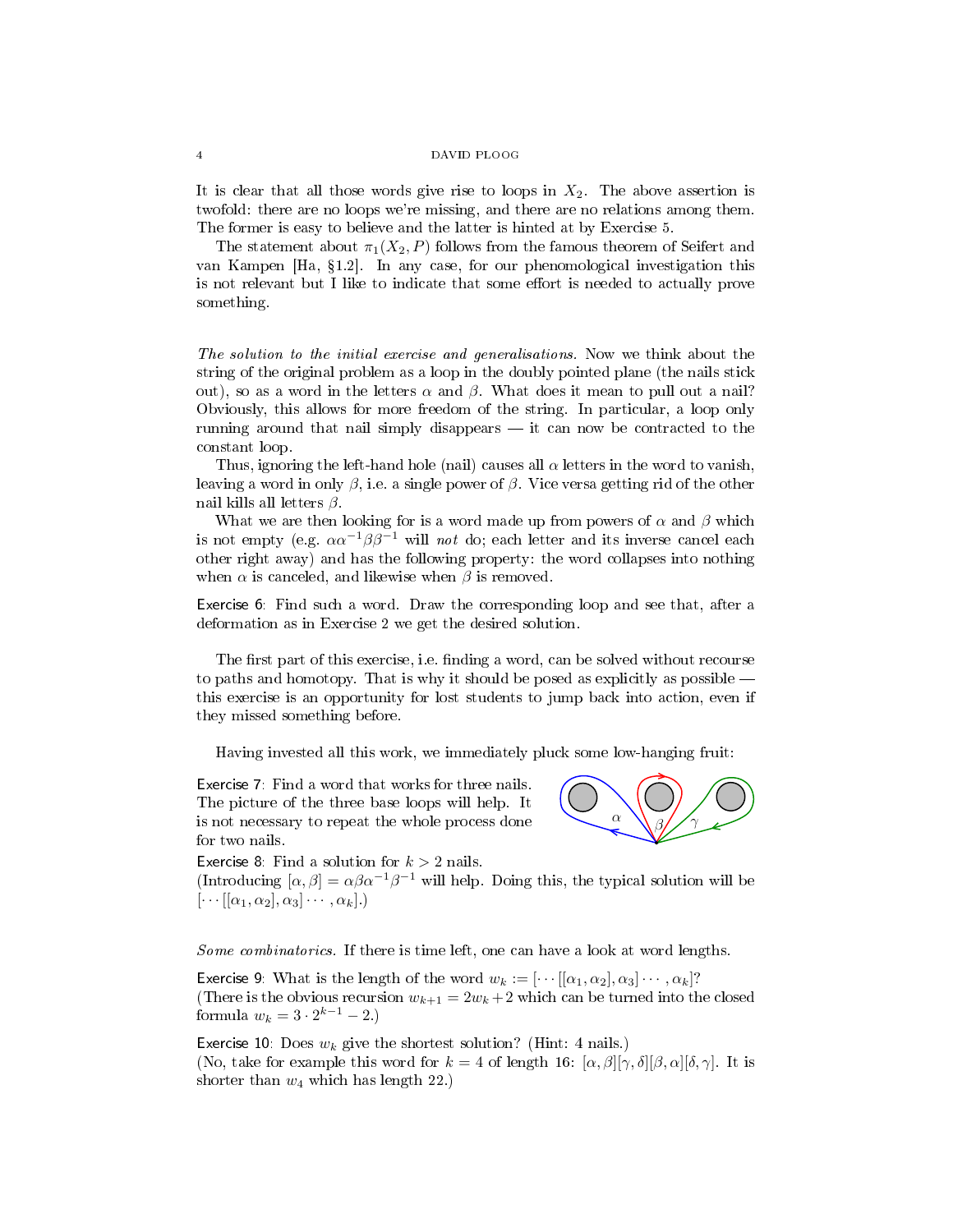It is clear that all those words give rise to loops in $X_2$. The above assertion is twofold: there are no loops we're missing, and there are no relations among them. The former is easy to believe and the latter is hinted at by Exercise 5.

The statement about $\pi_1(X_2, P)$ follows from the famous theorem of Seifert and van Kampen [Ha, §1.2]. In any case, for our phenomenological investigation this is not relevant but I like to indicate that some effort is needed to actually prove something.

*The solution to the initial exercise and generalisations.* Now we think about the string of the original problem as a loop in the doubly pointed plane (the nails stick out), so as a word in the letters $\alpha$ and $\beta$. What does it mean to pull out a nail? Obviously, this allows for more freedom of the string. In particular, a loop only running around that nail simply disappears — it can now be contracted to the constant loop.

Thus, ignoring the left-hand hole (nail) causes all $\alpha$ letters in the word to vanish, leaving a word in only $\beta$, i.e. a single power of $\beta$. Vice versa getting rid of the other nail kills all letters $\beta$.

What we are then looking for is a word made up from powers of $\alpha$ and $\beta$ which is not empty (e.g. $\alpha\alpha^{-1}\beta\beta^{-1}$ will *not* do; each letter and its inverse cancel each other right away) and has the following property: the word collapses into nothing when $\alpha$ is canceled, and likewise when $\beta$ is removed.

Exercise 6: Find such a word. Draw the corresponding loop and see that, after a deformation as in Exercise 2 we get the desired solution.

The first part of this exercise, i.e. finding a word, can be solved without recourse to paths and homotopy. That is why it should be posed as explicitly as possible — this exercise is an opportunity for lost students to jump back into action, even if they missed something before.

Having invested all this work, we immediately pluck some low-hanging fruit:

Exercise 7: Find a word that works for three nails. The picture of the three base loops will help. It is not necessary to repeat the whole process done for two nails.

Exercise 8: Find a solution for $k > 2$ nails.
(Introducing $[\alpha, \beta] = \alpha\beta\alpha^{-1}\beta^{-1}$ will help. Doing this, the typical solution will be $[\cdots[[\alpha_1, \alpha_2], \alpha_3]\cdots, \alpha_k]$.)

*Some combinatorics.* If there is time left, one can have a look at word lengths.

Exercise 9: What is the length of the word $w_k := [\cdots[[\alpha_1, \alpha_2], \alpha_3]\cdots, \alpha_k]$?
(There is the obvious recursion $w_{k+1} = 2w_k + 2$ which can be turned into the closed formula $w_k = 3 \cdot 2^{k-1} - 2$.)

Exercise 10: Does $w_k$ give the shortest solution? (Hint: 4 nails.)
(No, take for example this word for $k = 4$ of length 16: $[\alpha, \beta][\gamma, \delta][\beta, \alpha][\delta, \gamma]$. It is shorter than $w_4$ which has length 22.)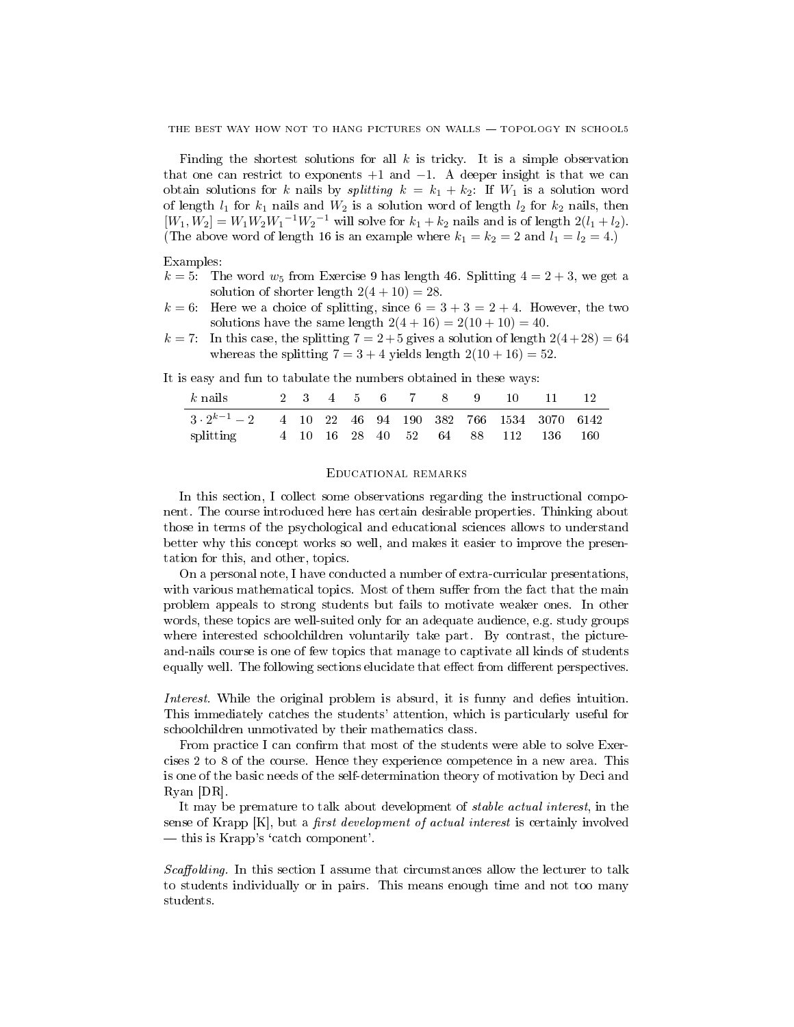Finding the shortest solutions for all $k$ is tricky. It is a simple observation that one can restrict to exponents $+1$ and $-1$. A deeper insight is that we can obtain solutions for $k$ nails by *splitting* $k = k_1 + k_2$: If $W_1$ is a solution word of length $l_1$ for $k_1$ nails and $W_2$ is a solution word of length $l_2$ for $k_2$ nails, then $[W_1, W_2] = W_1 W_2 W_1{}^{-1} W_2{}^{-1}$ will solve for $k_1 + k_2$ nails and is of length $2(l_1 + l_2)$. (The above word of length 16 is an example where $k_1 = k_2 = 2$ and $l_1 = l_2 = 4$.)

Examples:

- $k = 5$: The word $w_5$ from Exercise 9 has length 46. Splitting $4 = 2 + 3$, we get a solution of shorter length $2(4 + 10) = 28$.
- $k = 6$: Here we a choice of splitting, since $6 = 3 + 3 = 2 + 4$. However, the two solutions have the same length $2(4 + 16) = 2(10 + 10) = 40$.
- $k = 7$: In this case, the splitting $7 = 2 + 5$ gives a solution of length $2(4 + 28) = 64$ whereas the splitting $7 = 3 + 4$ yields length $2(10 + 16) = 52$.

It is easy and fun to tabulate the numbers obtained in these ways:

| $k$ nails | 2 | 3 | 4 | 5 | 6 | 7 | 8 | 9 | 10 | 11 | 12 |
|---|---|---|---|---|---|---|---|---|---|---|---|
| $3 \cdot 2^{k-1} - 2$ | 4 | 10 | 22 | 46 | 94 | 190 | 382 | 766 | 1534 | 3070 | 6142 |
| splitting | 4 | 10 | 16 | 28 | 40 | 52 | 64 | 88 | 112 | 136 | 160 |

## Educational remarks

In this section, I collect some observations regarding the instructional component. The course introduced here has certain desirable properties. Thinking about those in terms of the psychological and educational sciences allows to understand better why this concept works so well, and makes it easier to improve the presentation for this, and other, topics.

On a personal note, I have conducted a number of extra-curricular presentations, with various mathematical topics. Most of them suffer from the fact that the main problem appeals to strong students but fails to motivate weaker ones. In other words, these topics are well-suited only for an adequate audience, e.g. study groups where interested schoolchildren voluntarily take part. By contrast, the picture-and-nails course is one of few topics that manage to captivate all kinds of students equally well. The following sections elucidate that effect from different perspectives.

*Interest.* While the original problem is absurd, it is funny and defies intuition. This immediately catches the students' attention, which is particularly useful for schoolchildren unmotivated by their mathematics class.

From practice I can confirm that most of the students were able to solve Exercises 2 to 8 of the course. Hence they experience competence in a new area. This is one of the basic needs of the self-determination theory of motivation by Deci and Ryan [DR].

It may be premature to talk about development of *stable actual interest*, in the sense of Krapp [K], but a *first development of actual interest* is certainly involved — this is Krapp's 'catch component'.

*Scaffolding.* In this section I assume that circumstances allow the lecturer to talk to students individually or in pairs. This means enough time and not too many students.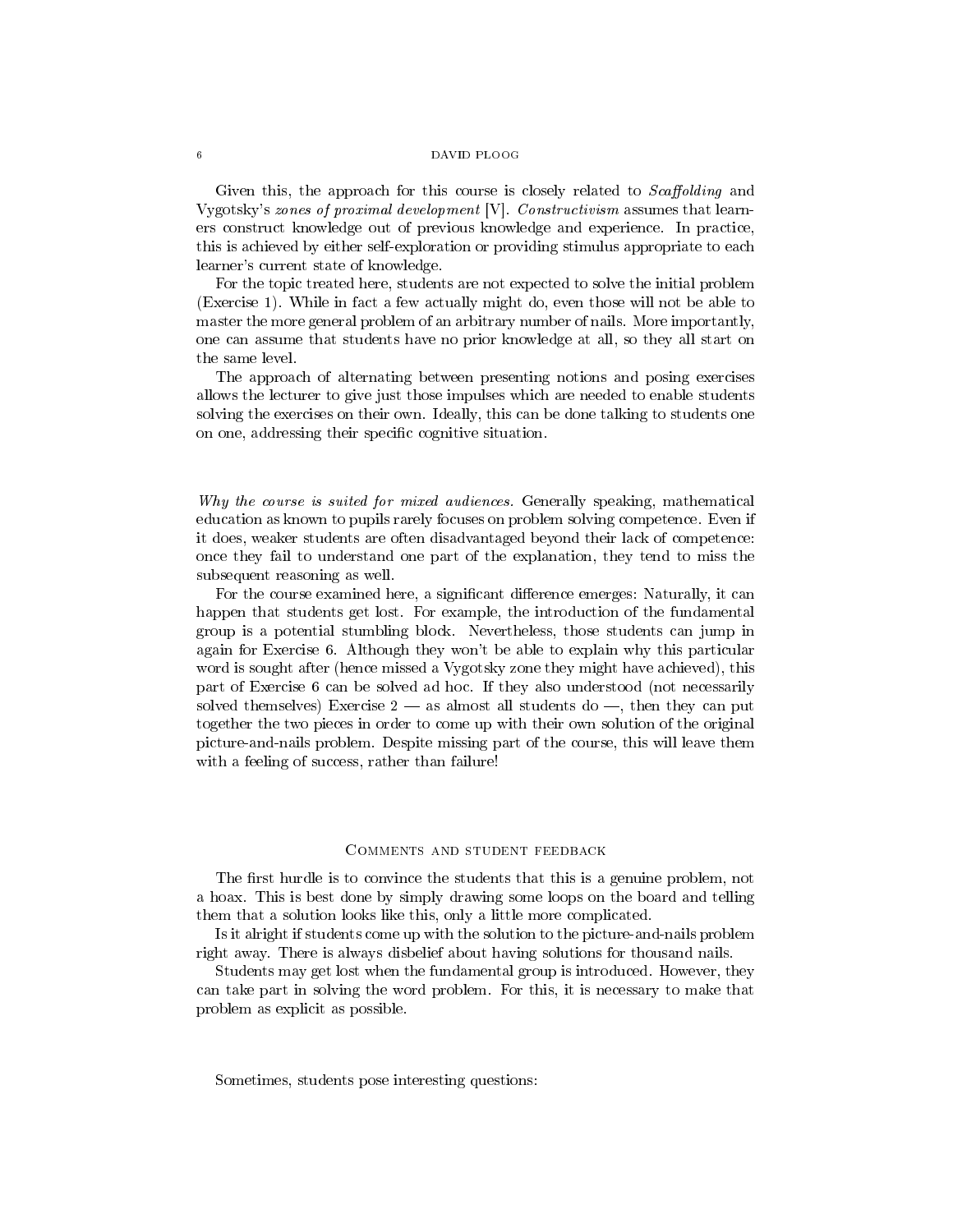Given this, the approach for this course is closely related to *Scaffolding* and Vygotsky's *zones of proximal development* [V]. *Constructivism* assumes that learners construct knowledge out of previous knowledge and experience. In practice, this is achieved by either self-exploration or providing stimulus appropriate to each learner's current state of knowledge.

For the topic treated here, students are not expected to solve the initial problem (Exercise 1). While in fact a few actually might do, even those will not be able to master the more general problem of an arbitrary number of nails. More importantly, one can assume that students have no prior knowledge at all, so they all start on the same level.

The approach of alternating between presenting notions and posing exercises allows the lecturer to give just those impulses which are needed to enable students solving the exercises on their own. Ideally, this can be done talking to students one on one, addressing their specific cognitive situation.

*Why the course is suited for mixed audiences.* Generally speaking, mathematical education as known to pupils rarely focuses on problem solving competence. Even if it does, weaker students are often disadvantaged beyond their lack of competence: once they fail to understand one part of the explanation, they tend to miss the subsequent reasoning as well.

For the course examined here, a significant difference emerges: Naturally, it can happen that students get lost. For example, the introduction of the fundamental group is a potential stumbling block. Nevertheless, those students can jump in again for Exercise 6. Although they won't be able to explain why this particular word is sought after (hence missed a Vygotsky zone they might have achieved), this part of Exercise 6 can be solved ad hoc. If they also understood (not necessarily solved themselves) Exercise 2 — as almost all students do —, then they can put together the two pieces in order to come up with their own solution of the original picture-and-nails problem. Despite missing part of the course, this will leave them with a feeling of success, rather than failure!

## Comments and student feedback

The first hurdle is to convince the students that this is a genuine problem, not a hoax. This is best done by simply drawing some loops on the board and telling them that a solution looks like this, only a little more complicated.

Is it alright if students come up with the solution to the picture-and-nails problem right away. There is always disbelief about having solutions for thousand nails.

Students may get lost when the fundamental group is introduced. However, they can take part in solving the word problem. For this, it is necessary to make that problem as explicit as possible.

Sometimes, students pose interesting questions: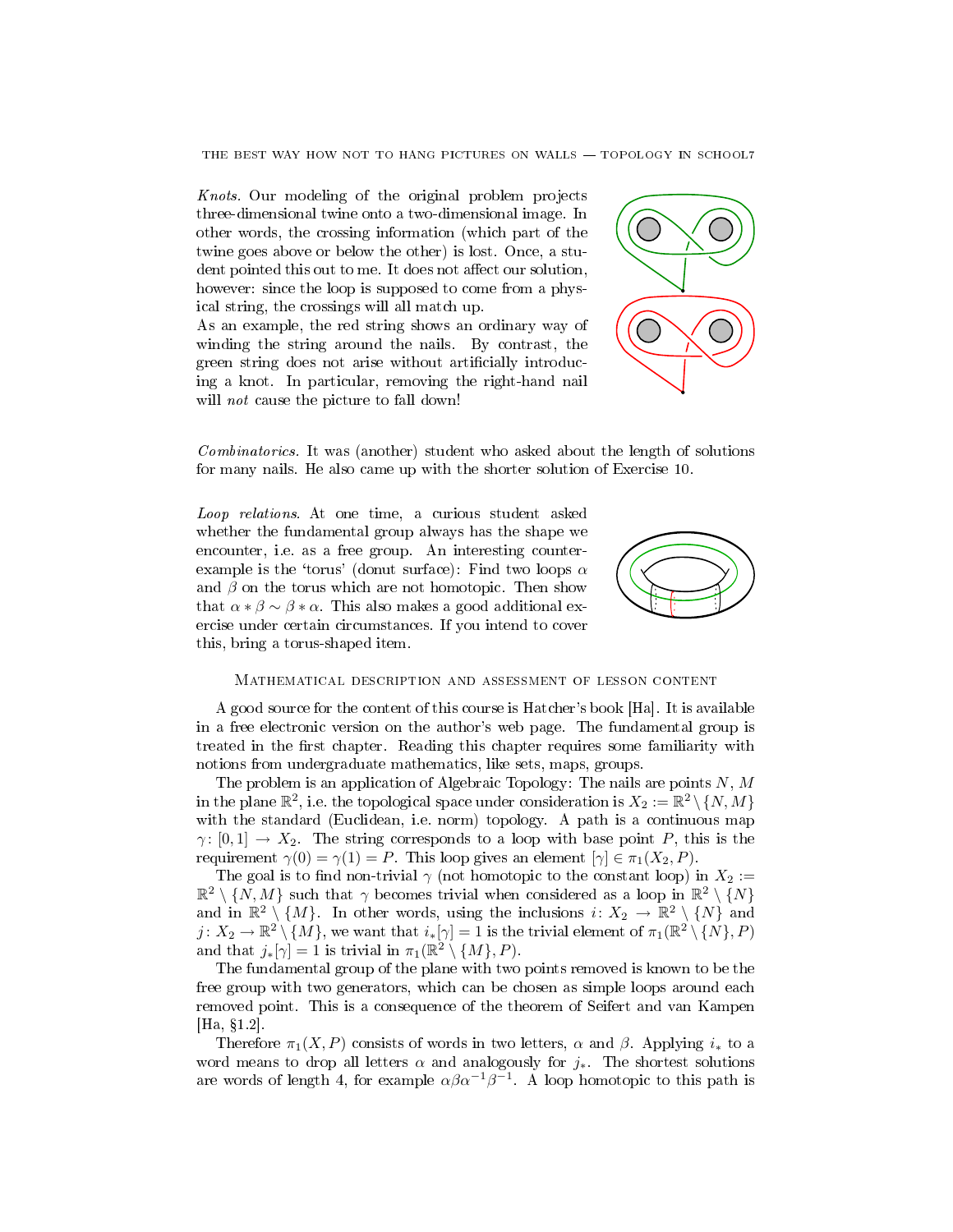*Knots.* Our modeling of the original problem projects three-dimensional twine onto a two-dimensional image. In other words, the crossing information (which part of the twine goes above or below the other) is lost. Once, a student pointed this out to me. It does not affect our solution, however: since the loop is supposed to come from a physical string, the crossings will all match up.
As an example, the red string shows an ordinary way of winding the string around the nails. By contrast, the green string does not arise without artificially introducing a knot. In particular, removing the right-hand nail will *not* cause the picture to fall down!

*Combinatorics.* It was (another) student who asked about the length of solutions for many nails. He also came up with the shorter solution of Exercise 10.

*Loop relations.* At one time, a curious student asked whether the fundamental group always has the shape we encounter, i.e. as a free group. An interesting counter-example is the 'torus' (donut surface): Find two loops $\alpha$ and $\beta$ on the torus which are not homotopic. Then show that $\alpha * \beta \sim \beta * \alpha$. This also makes a good additional exercise under certain circumstances. If you intend to cover this, bring a torus-shaped item.

## Mathematical description and assessment of lesson content

A good source for the content of this course is Hatcher's book [Ha]. It is available in a free electronic version on the author's web page. The fundamental group is treated in the first chapter. Reading this chapter requires some familiarity with notions from undergraduate mathematics, like sets, maps, groups.

The problem is an application of Algebraic Topology: The nails are points $N$, $M$ in the plane $\mathbb{R}^2$, i.e. the topological space under consideration is $X_2 := \mathbb{R}^2 \setminus \{N, M\}$ with the standard (Euclidean, i.e. norm) topology. A path is a continuous map $\gamma\colon [0,1] \to X_2$. The string corresponds to a loop with base point $P$, this is the requirement $\gamma(0) = \gamma(1) = P$. This loop gives an element $[\gamma] \in \pi_1(X_2, P)$.

The goal is to find non-trivial $\gamma$ (not homotopic to the constant loop) in $X_2 := \mathbb{R}^2 \setminus \{N, M\}$ such that $\gamma$ becomes trivial when considered as a loop in $\mathbb{R}^2 \setminus \{N\}$ and in $\mathbb{R}^2 \setminus \{M\}$. In other words, using the inclusions $i\colon X_2 \to \mathbb{R}^2 \setminus \{N\}$ and $j\colon X_2 \to \mathbb{R}^2 \setminus \{M\}$, we want that $i_*[\gamma] = 1$ is the trivial element of $\pi_1(\mathbb{R}^2 \setminus \{N\}, P)$ and that $j_*[\gamma] = 1$ is trivial in $\pi_1(\mathbb{R}^2 \setminus \{M\}, P)$.

The fundamental group of the plane with two points removed is known to be the free group with two generators, which can be chosen as simple loops around each removed point. This is a consequence of the theorem of Seifert and van Kampen [Ha, §1.2].

Therefore $\pi_1(X, P)$ consists of words in two letters, $\alpha$ and $\beta$. Applying $i_*$ to a word means to drop all letters $\alpha$ and analogously for $j_*$. The shortest solutions are words of length 4, for example $\alpha\beta\alpha^{-1}\beta^{-1}$. A loop homotopic to this path is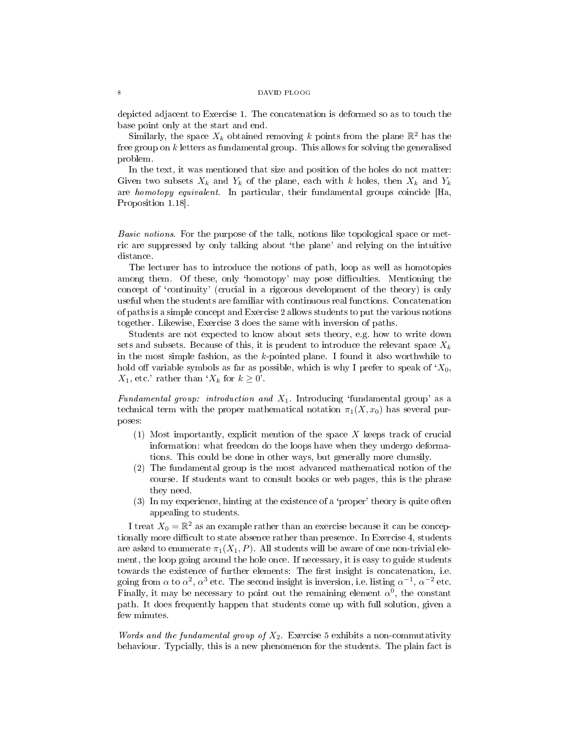depicted adjacent to Exercise 1. The concatenation is deformed so as to touch the base point only at the start and end.

Similarly, the space $X_k$ obtained removing $k$ points from the plane $\mathbb{R}^2$ has the free group on $k$ letters as fundamental group. This allows for solving the generalised problem.

In the text, it was mentioned that size and position of the holes do not matter: Given two subsets $X_k$ and $Y_k$ of the plane, each with $k$ holes, then $X_k$ and $Y_k$ are *homotopy equivalent*. In particular, their fundamental groups coincide [Ha, Proposition 1.18].

*Basic notions.* For the purpose of the talk, notions like topological space or metric are suppressed by only talking about 'the plane' and relying on the intuitive distance.

The lecturer has to introduce the notions of path, loop as well as homotopies among them. Of these, only 'homotopy' may pose difficulties. Mentioning the concept of 'continuity' (crucial in a rigorous development of the theory) is only useful when the students are familiar with continuous real functions. Concatenation of paths is a simple concept and Exercise 2 allows students to put the various notions together. Likewise, Exercise 3 does the same with inversion of paths.

Students are not expected to know about sets theory, e.g. how to write down sets and subsets. Because of this, it is prudent to introduce the relevant space $X_k$ in the most simple fashion, as the $k$-pointed plane. I found it also worthwhile to hold off variable symbols as far as possible, which is why I prefer to speak of '$X_0$, $X_1$, etc.' rather than '$X_k$ for $k \geq 0$'.

*Fundamental group: introduction and $X_1$.* Introducing 'fundamental group' as a technical term with the proper mathematical notation $\pi_1(X, x_0)$ has several purposes:

1. Most importantly, explicit mention of the space $X$ keeps track of crucial information: what freedom do the loops have when they undergo deformations. This could be done in other ways, but generally more clumsily.
2. The fundamental group is the most advanced mathematical notion of the course. If students want to consult books or web pages, this is the phrase they need.
3. In my experience, hinting at the existence of a 'proper' theory is quite often appealing to students.

I treat $X_0 = \mathbb{R}^2$ as an example rather than an exercise because it can be conceptionally more difficult to state absence rather than presence. In Exercise 4, students are asked to enumerate $\pi_1(X_1, P)$. All students will be aware of one non-trivial element, the loop going around the hole once. If necessary, it is easy to guide students towards the existence of further elements: The first insight is concatenation, i.e. going from $\alpha$ to $\alpha^2$, $\alpha^3$ etc. The second insight is inversion, i.e. listing $\alpha^{-1}$, $\alpha^{-2}$ etc. Finally, it may be necessary to point out the remaining element $\alpha^0$, the constant path. It does frequently happen that students come up with full solution, given a few minutes.

*Words and the fundamental group of $X_2$.* Exercise 5 exhibits a non-commutativity behaviour. Typcially, this is a new phenomenon for the students. The plain fact is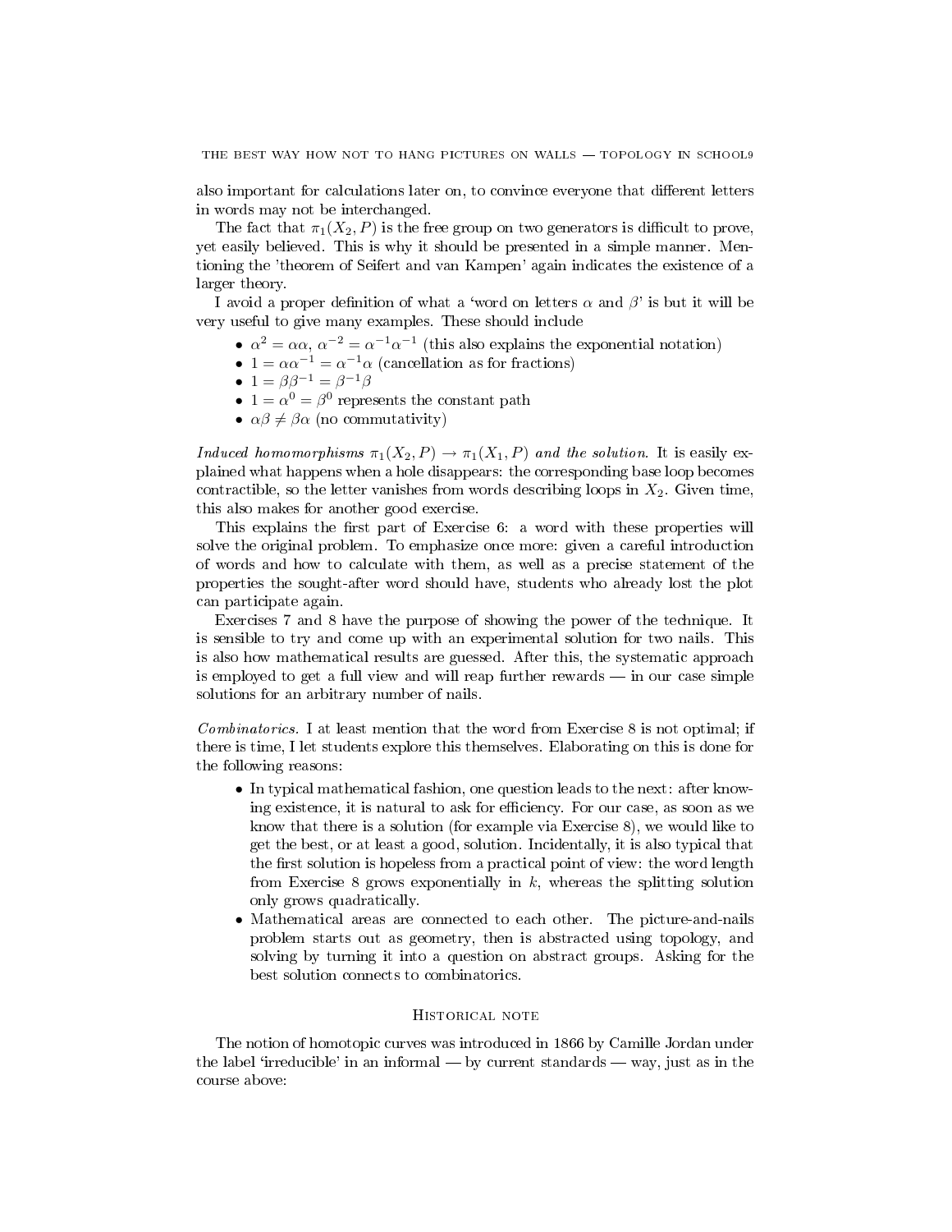also important for calculations later on, to convince everyone that different letters in words may not be interchanged.

The fact that $\pi_1(X_2, P)$ is the free group on two generators is difficult to prove, yet easily believed. This is why it should be presented in a simple manner. Mentioning the 'theorem of Seifert and van Kampen' again indicates the existence of a larger theory.

I avoid a proper definition of what a 'word on letters $\alpha$ and $\beta$' is but it will be very useful to give many examples. These should include

- $\alpha^2 = \alpha\alpha$, $\alpha^{-2} = \alpha^{-1}\alpha^{-1}$ (this also explains the exponential notation)
- $1 = \alpha\alpha^{-1} = \alpha^{-1}\alpha$ (cancellation as for fractions)
- $1 = \beta\beta^{-1} = \beta^{-1}\beta$
- $1 = \alpha^0 = \beta^0$ represents the constant path
- $\alpha\beta \neq \beta\alpha$ (no commutativity)

*Induced homomorphisms $\pi_1(X_2, P) \to \pi_1(X_1, P)$ and the solution.* It is easily explained what happens when a hole disappears: the corresponding base loop becomes contractible, so the letter vanishes from words describing loops in $X_2$. Given time, this also makes for another good exercise.

This explains the first part of Exercise 6: a word with these properties will solve the original problem. To emphasize once more: given a careful introduction of words and how to calculate with them, as well as a precise statement of the properties the sought-after word should have, students who already lost the plot can participate again.

Exercises 7 and 8 have the purpose of showing the power of the technique. It is sensible to try and come up with an experimental solution for two nails. This is also how mathematical results are guessed. After this, the systematic approach is employed to get a full view and will reap further rewards — in our case simple solutions for an arbitrary number of nails.

*Combinatorics.* I at least mention that the word from Exercise 8 is not optimal; if there is time, I let students explore this themselves. Elaborating on this is done for the following reasons:

- In typical mathematical fashion, one question leads to the next: after knowing existence, it is natural to ask for efficiency. For our case, as soon as we know that there is a solution (for example via Exercise 8), we would like to get the best, or at least a good, solution. Incidentally, it is also typical that the first solution is hopeless from a practical point of view: the word length from Exercise 8 grows exponentially in $k$, whereas the splitting solution only grows quadratically.
- Mathematical areas are connected to each other. The picture-and-nails problem starts out as geometry, then is abstracted using topology, and solving by turning it into a question on abstract groups. Asking for the best solution connects to combinatorics.

## Historical note

The notion of homotopic curves was introduced in 1866 by Camille Jordan under the label 'irreducible' in an informal — by current standards — way, just as in the course above: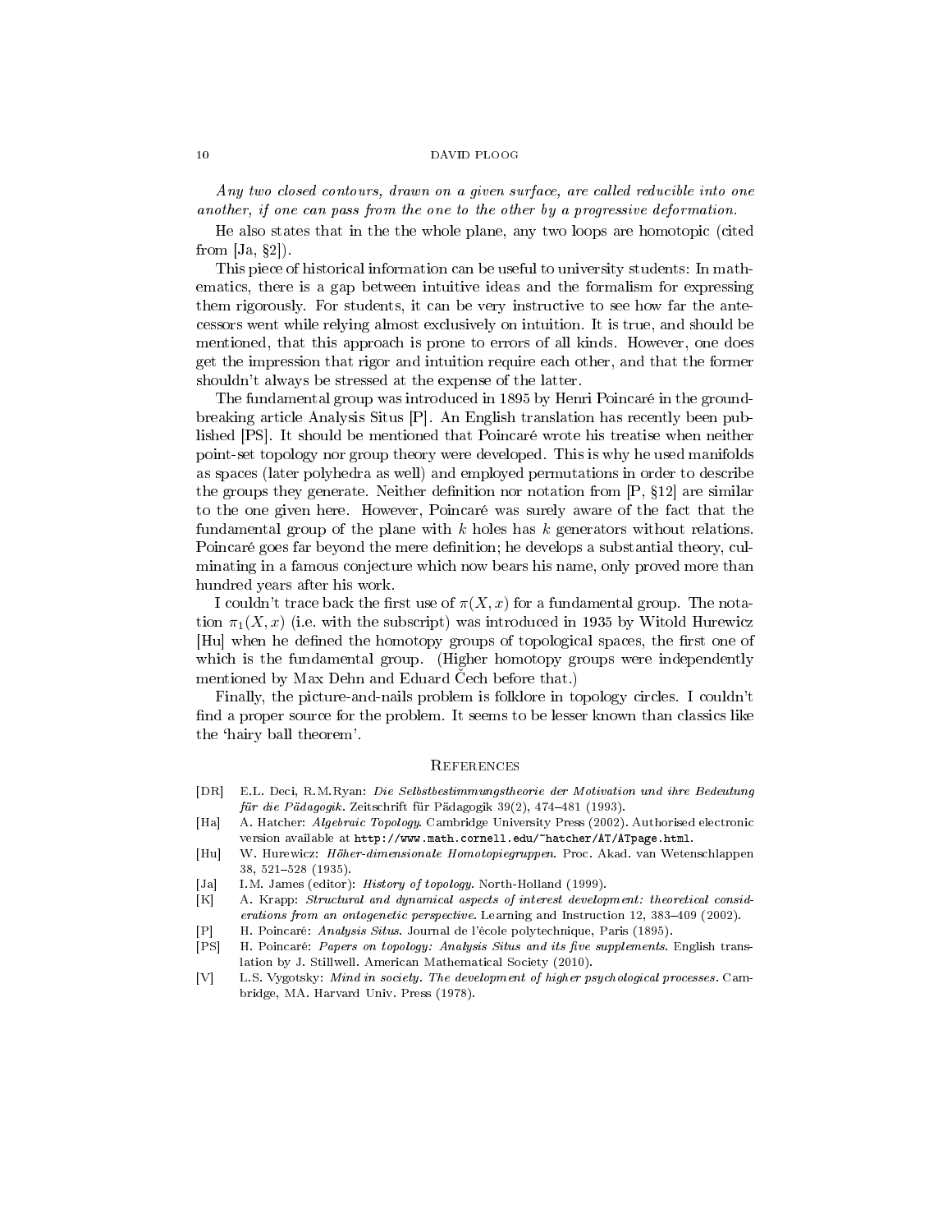*Any two closed contours, drawn on a given surface, are called reducible into one another, if one can pass from the one to the other by a progressive deformation.*

He also states that in the the whole plane, any two loops are homotopic (cited from [Ja, §2]).

This piece of historical information can be useful to university students: In mathematics, there is a gap between intuitive ideas and the formalism for expressing them rigorously. For students, it can be very instructive to see how far the antecessors went while relying almost exclusively on intuition. It is true, and should be mentioned, that this approach is prone to errors of all kinds. However, one does get the impression that rigor and intuition require each other, and that the former shouldn't always be stressed at the expense of the latter.

The fundamental group was introduced in 1895 by Henri Poincaré in the groundbreaking article Analysis Situs [P]. An English translation has recently been published [PS]. It should be mentioned that Poincaré wrote his treatise when neither point-set topology nor group theory were developed. This is why he used manifolds as spaces (later polyhedra as well) and employed permutations in order to describe the groups they generate. Neither definition nor notation from [P, §12] are similar to the one given here. However, Poincaré was surely aware of the fact that the fundamental group of the plane with $k$ holes has $k$ generators without relations. Poincaré goes far beyond the mere definition; he develops a substantial theory, culminating in a famous conjecture which now bears his name, only proved more than hundred years after his work.

I couldn't trace back the first use of $\pi(X, x)$ for a fundamental group. The notation $\pi_1(X, x)$ (i.e. with the subscript) was introduced in 1935 by Witold Hurewicz [Hu] when he defined the homotopy groups of topological spaces, the first one of which is the fundamental group. (Higher homotopy groups were independently mentioned by Max Dehn and Eduard Čech before that.)

Finally, the picture-and-nails problem is folklore in topology circles. I couldn't find a proper source for the problem. It seems to be lesser known than classics like the 'hairy ball theorem'.

## References

- [DR] E.L. Deci, R.M.Ryan: *Die Selbstbestimmungstheorie der Motivation und ihre Bedeutung für die Pädagogik.* Zeitschrift für Pädagogik 39(2), 474–481 (1993).
- [Ha] A. Hatcher: *Algebraic Topology.* Cambridge University Press (2002). Authorised electronic version available at `http://www.math.cornell.edu/~hatcher/AT/ATpage.html`.
- [Hu] W. Hurewicz: *Höher-dimensionale Homotopiegruppen.* Proc. Akad. van Wetenschlappen 38, 521–528 (1935).
- [Ja] I.M. James (editor): *History of topology.* North-Holland (1999).
- [K] A. Krapp: *Structural and dynamical aspects of interest development: theoretical considerations from an ontogenetic perspective.* Learning and Instruction 12, 383–409 (2002).
- [P] H. Poincaré: *Analysis Situs.* Journal de l'école polytechnique, Paris (1895).
- [PS] H. Poincaré: *Papers on topology: Analysis Situs and its five supplements.* English translation by J. Stillwell. American Mathematical Society (2010).
- [V] L.S. Vygotsky: *Mind in society. The development of higher psychological processes.* Cambridge, MA. Harvard Univ. Press (1978).